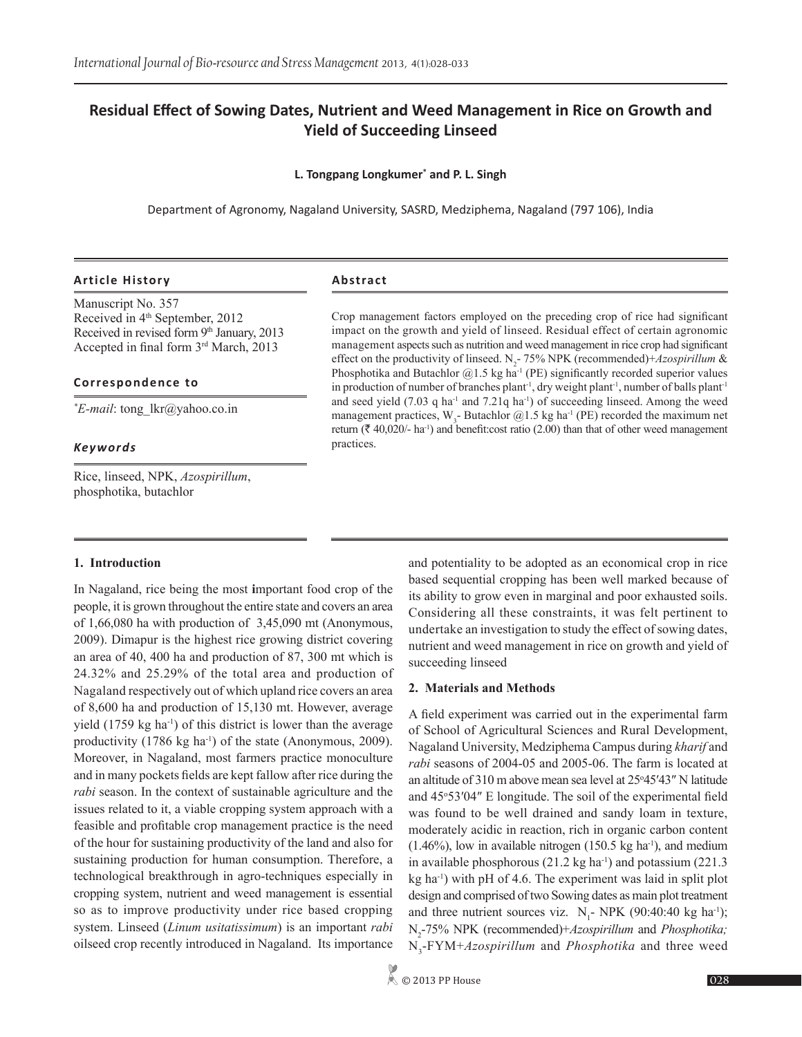# Residual Effect of Sowing Dates, Nutrient and Weed Management in Rice on Growth and Yield of Succeeding Linseed

**L. Tongpang Longkumer[*] and P. L. Singh**

Department of Agronomy, Nagaland University, SASRD, Medziphema, Nagaland (797 106), India

### Article History

Manuscript No. 357
Received in 4th September, 2012
Received in revised form 9th January, 2013
Accepted in final form 3rd March, 2013

### Correspondence to

[*]*E-mail*: tong_lkr@yahoo.co.in

### *Keywords*

Rice, linseed, NPK, *Azospirillum*, phosphotika, butachlor

### Abstract

Crop management factors employed on the preceding crop of rice had significant impact on the growth and yield of linseed. Residual effect of certain agronomic management aspects such as nutrition and weed management in rice crop had significant effect on the productivity of linseed. $N_2$- 75% NPK (recommended)+*Azospirillum* & Phosphotika and Butachlor @1.5 kg ha$^{-1}$ (PE) significantly recorded superior values in production of number of branches plant$^{-1}$, dry weight plant$^{-1}$, number of balls plant$^{-1}$ and seed yield (7.03 q ha$^{-1}$ and 7.21q ha$^{-1}$) of succeeding linseed. Among the weed management practices, $W_3$- Butachlor @1.5 kg ha$^{-1}$ (PE) recorded the maximum net return (₹ 40,020/- ha$^{-1}$) and benefit:cost ratio (2.00) than that of other weed management practices.

## 1. Introduction

In Nagaland, rice being the most important food crop of the people, it is grown throughout the entire state and covers an area of 1,66,080 ha with production of 3,45,090 mt (Anonymous, 2009). Dimapur is the highest rice growing district covering an area of 40, 400 ha and production of 87, 300 mt which is 24.32% and 25.29% of the total area and production of Nagaland respectively out of which upland rice covers an area of 8,600 ha and production of 15,130 mt. However, average yield (1759 kg ha$^{-1}$) of this district is lower than the average productivity (1786 kg ha$^{-1}$) of the state (Anonymous, 2009). Moreover, in Nagaland, most farmers practice monoculture and in many pockets fields are kept fallow after rice during the *rabi* season. In the context of sustainable agriculture and the issues related to it, a viable cropping system approach with a feasible and profitable crop management practice is the need of the hour for sustaining productivity of the land and also for sustaining production for human consumption. Therefore, a technological breakthrough in agro-techniques especially in cropping system, nutrient and weed management is essential so as to improve productivity under rice based cropping system. Linseed (*Linum usitatissimum*) is an important *rabi* oilseed crop recently introduced in Nagaland. Its importance and potentiality to be adopted as an economical crop in rice based sequential cropping has been well marked because of its ability to grow even in marginal and poor exhausted soils. Considering all these constraints, it was felt pertinent to undertake an investigation to study the effect of sowing dates, nutrient and weed management in rice on growth and yield of succeeding linseed

## 2. Materials and Methods

A field experiment was carried out in the experimental farm of School of Agricultural Sciences and Rural Development, Nagaland University, Medziphema Campus during *kharif* and *rabi* seasons of 2004-05 and 2005-06. The farm is located at an altitude of 310 m above mean sea level at 25°45′43″ N latitude and 45°53′04″ E longitude. The soil of the experimental field was found to be well drained and sandy loam in texture, moderately acidic in reaction, rich in organic carbon content (1.46%), low in available nitrogen (150.5 kg ha$^{-1}$), and medium in available phosphorous (21.2 kg ha$^{-1}$) and potassium (221.3 kg ha$^{-1}$) with pH of 4.6. The experiment was laid in split plot design and comprised of two Sowing dates as main plot treatment and three nutrient sources viz. $N_1$- NPK (90:40:40 kg ha$^{-1}$); $N_2$-75% NPK (recommended)+*Azospirillum* and *Phosphotika;* $N_3$-FYM+*Azospirillum* and *Phosphotika* and three weed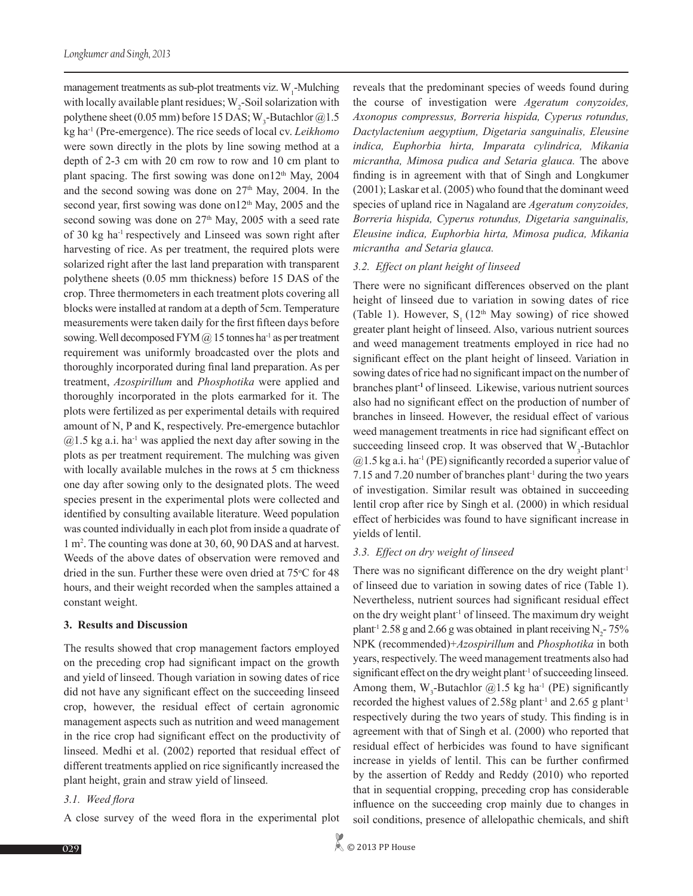management treatments as sub-plot treatments viz. $W_1$-Mulching with locally available plant residues; $W_2$-Soil solarization with polythene sheet (0.05 mm) before 15 DAS; $W_3$-Butachlor @1.5 kg ha$^{-1}$ (Pre-emergence). The rice seeds of local cv. *Leikhomo* were sown directly in the plots by line sowing method at a depth of 2-3 cm with 20 cm row to row and 10 cm plant to plant spacing. The first sowing was done on12$^{th}$ May, 2004 and the second sowing was done on 27$^{th}$ May, 2004. In the second year, first sowing was done on12$^{th}$ May, 2005 and the second sowing was done on 27$^{th}$ May, 2005 with a seed rate of 30 kg ha$^{-1}$ respectively and Linseed was sown right after harvesting of rice. As per treatment, the required plots were solarized right after the last land preparation with transparent polythene sheets (0.05 mm thickness) before 15 DAS of the crop. Three thermometers in each treatment plots covering all blocks were installed at random at a depth of 5cm. Temperature measurements were taken daily for the first fifteen days before sowing. Well decomposed FYM @ 15 tonnes ha$^{-1}$ as per treatment requirement was uniformly broadcasted over the plots and thoroughly incorporated during final land preparation. As per treatment, *Azospirillum* and *Phosphotika* were applied and thoroughly incorporated in the plots earmarked for it. The plots were fertilized as per experimental details with required amount of N, P and K, respectively. Pre-emergence butachlor @1.5 kg a.i. ha$^{-1}$ was applied the next day after sowing in the plots as per treatment requirement. The mulching was given with locally available mulches in the rows at 5 cm thickness one day after sowing only to the designated plots. The weed species present in the experimental plots were collected and identified by consulting available literature. Weed population was counted individually in each plot from inside a quadrate of 1 m$^2$. The counting was done at 30, 60, 90 DAS and at harvest. Weeds of the above dates of observation were removed and dried in the sun. Further these were oven dried at 75°C for 48 hours, and their weight recorded when the samples attained a constant weight.

## 3. Results and Discussion

The results showed that crop management factors employed on the preceding crop had significant impact on the growth and yield of linseed. Though variation in sowing dates of rice did not have any significant effect on the succeeding linseed crop, however, the residual effect of certain agronomic management aspects such as nutrition and weed management in the rice crop had significant effect on the productivity of linseed. Medhi et al. (2002) reported that residual effect of different treatments applied on rice significantly increased the plant height, grain and straw yield of linseed.

### *3.1. Weed flora*

A close survey of the weed flora in the experimental plot reveals that the predominant species of weeds found during the course of investigation were *Ageratum conyzoides, Axonopus compressus, Borreria hispida, Cyperus rotundus, Dactylactenium aegyptium, Digetaria sanguinalis, Eleusine indica, Euphorbia hirta, Imparata cylindrica, Mikania micrantha, Mimosa pudica and Setaria glauca.* The above finding is in agreement with that of Singh and Longkumer (2001); Laskar et al. (2005) who found that the dominant weed species of upland rice in Nagaland are *Ageratum conyzoides, Borreria hispida, Cyperus rotundus, Digetaria sanguinalis, Eleusine indica, Euphorbia hirta, Mimosa pudica, Mikania micrantha and Setaria glauca.*

### *3.2. Effect on plant height of linseed*

There were no significant differences observed on the plant height of linseed due to variation in sowing dates of rice (Table 1). However, $S_1$ (12$^{th}$ May sowing) of rice showed greater plant height of linseed. Also, various nutrient sources and weed management treatments employed in rice had no significant effect on the plant height of linseed. Variation in sowing dates of rice had no significant impact on the number of branches plant$^{-1}$ of linseed. Likewise, various nutrient sources also had no significant effect on the production of number of branches in linseed. However, the residual effect of various weed management treatments in rice had significant effect on succeeding linseed crop. It was observed that $W_3$-Butachlor @1.5 kg a.i. ha$^{-1}$ (PE) significantly recorded a superior value of 7.15 and 7.20 number of branches plant$^{-1}$ during the two years of investigation. Similar result was obtained in succeeding lentil crop after rice by Singh et al. (2000) in which residual effect of herbicides was found to have significant increase in yields of lentil.

### *3.3. Effect on dry weight of linseed*

There was no significant difference on the dry weight plant$^{-1}$ of linseed due to variation in sowing dates of rice (Table 1). Nevertheless, nutrient sources had significant residual effect on the dry weight plant$^{-1}$ of linseed. The maximum dry weight plant$^{-1}$ 2.58 g and 2.66 g was obtained in plant receiving $N_2$- 75% NPK (recommended)+*Azospirillum* and *Phosphotika* in both years, respectively. The weed management treatments also had significant effect on the dry weight plant$^{-1}$ of succeeding linseed. Among them, $W_3$-Butachlor @1.5 kg ha$^{-1}$ (PE) significantly recorded the highest values of 2.58g plant$^{-1}$ and 2.65 g plant$^{-1}$ respectively during the two years of study. This finding is in agreement with that of Singh et al. (2000) who reported that residual effect of herbicides was found to have significant increase in yields of lentil. This can be further confirmed by the assertion of Reddy and Reddy (2010) who reported that in sequential cropping, preceding crop has considerable influence on the succeeding crop mainly due to changes in soil conditions, presence of allelopathic chemicals, and shift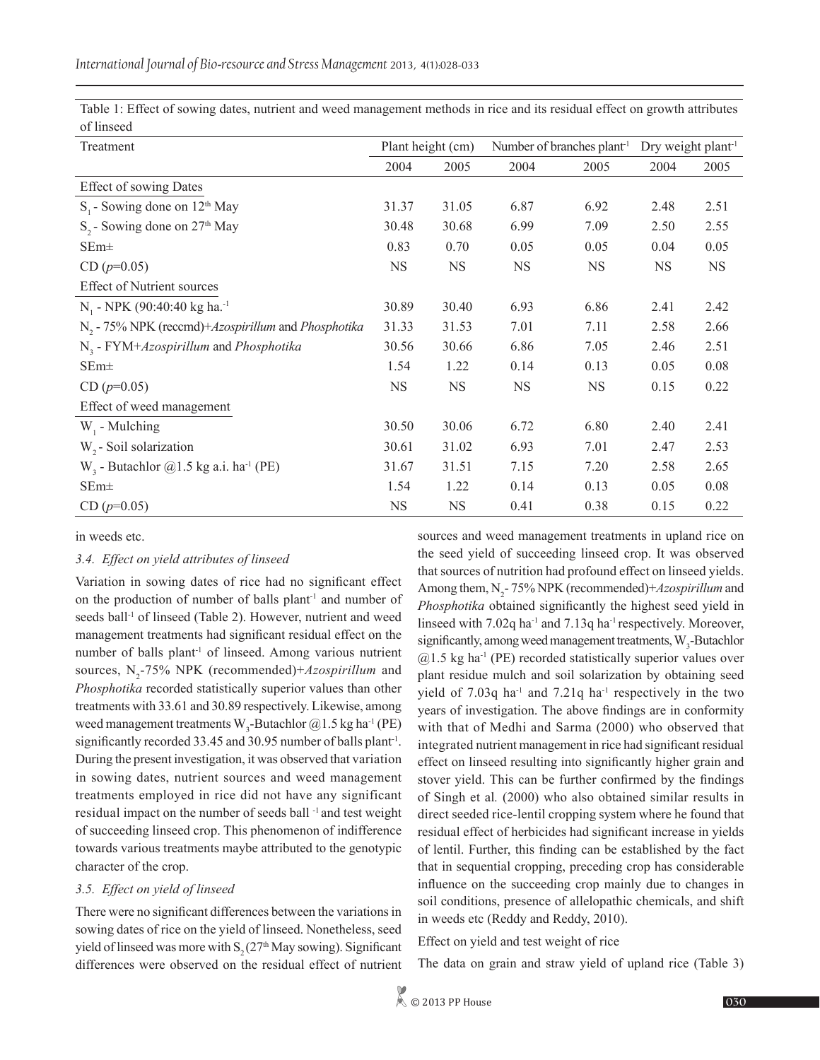Table 1: Effect of sowing dates, nutrient and weed management methods in rice and its residual effect on growth attributes of linseed

| Treatment | Plant height (cm) | | Number of branches plant$^{-1}$ | | Dry weight plant$^{-1}$ | |
|---|---|---|---|---|---|---|
| | 2004 | 2005 | 2004 | 2005 | 2004 | 2005 |
| Effect of sowing Dates | | | | | | |
| $S_1$ - Sowing done on 12th May | 31.37 | 31.05 | 6.87 | 6.92 | 2.48 | 2.51 |
| $S_2$ - Sowing done on 27th May | 30.48 | 30.68 | 6.99 | 7.09 | 2.50 | 2.55 |
| SEm± | 0.83 | 0.70 | 0.05 | 0.05 | 0.04 | 0.05 |
| CD ($p$=0.05) | NS | NS | NS | NS | NS | NS |
| Effect of Nutrient sources | | | | | | |
| $N_1$ - NPK (90:40:40 kg ha.$^{-1}$ | 30.89 | 30.40 | 6.93 | 6.86 | 2.41 | 2.42 |
| $N_2$ - 75% NPK (reccmd)+*Azospirillum* and *Phosphotika* | 31.33 | 31.53 | 7.01 | 7.11 | 2.58 | 2.66 |
| $N_3$ - FYM+*Azospirillum* and *Phosphotika* | 30.56 | 30.66 | 6.86 | 7.05 | 2.46 | 2.51 |
| SEm± | 1.54 | 1.22 | 0.14 | 0.13 | 0.05 | 0.08 |
| CD ($p$=0.05) | NS | NS | NS | NS | 0.15 | 0.22 |
| Effect of weed management | | | | | | |
| $W_1$ - Mulching | 30.50 | 30.06 | 6.72 | 6.80 | 2.40 | 2.41 |
| $W_2$ - Soil solarization | 30.61 | 31.02 | 6.93 | 7.01 | 2.47 | 2.53 |
| $W_3$ - Butachlor @1.5 kg a.i. ha$^{-1}$ (PE) | 31.67 | 31.51 | 7.15 | 7.20 | 2.58 | 2.65 |
| SEm± | 1.54 | 1.22 | 0.14 | 0.13 | 0.05 | 0.08 |
| CD ($p$=0.05) | NS | NS | 0.41 | 0.38 | 0.15 | 0.22 |

in weeds etc.

### *3.4. Effect on yield attributes of linseed*

Variation in sowing dates of rice had no significant effect on the production of number of balls plant$^{-1}$ and number of seeds ball$^{-1}$ of linseed (Table 2). However, nutrient and weed management treatments had significant residual effect on the number of balls plant$^{-1}$ of linseed. Among various nutrient sources, $N_2$-75% NPK (recommended)+*Azospirillum* and *Phosphotika* recorded statistically superior values than other treatments with 33.61 and 30.89 respectively. Likewise, among weed management treatments $W_3$-Butachlor @1.5 kg ha$^{-1}$ (PE) significantly recorded 33.45 and 30.95 number of balls plant$^{-1}$. During the present investigation, it was observed that variation in sowing dates, nutrient sources and weed management treatments employed in rice did not have any significant residual impact on the number of seeds ball$^{-1}$ and test weight of succeeding linseed crop. This phenomenon of indifference towards various treatments maybe attributed to the genotypic character of the crop.

### *3.5. Effect on yield of linseed*

There were no significant differences between the variations in sowing dates of rice on the yield of linseed. Nonetheless, seed yield of linseed was more with $S_2$ (27th May sowing). Significant differences were observed on the residual effect of nutrient sources and weed management treatments in upland rice on the seed yield of succeeding linseed crop. It was observed that sources of nutrition had profound effect on linseed yields. Among them, $N_2$- 75% NPK (recommended)+*Azospirillum* and *Phosphotika* obtained significantly the highest seed yield in linseed with 7.02q ha$^{-1}$ and 7.13q ha$^{-1}$ respectively. Moreover, significantly, among weed management treatments, $W_3$-Butachlor @1.5 kg ha$^{-1}$ (PE) recorded statistically superior values over plant residue mulch and soil solarization by obtaining seed yield of 7.03q ha$^{-1}$ and 7.21q ha$^{-1}$ respectively in the two years of investigation. The above findings are in conformity with that of Medhi and Sarma (2000) who observed that integrated nutrient management in rice had significant residual effect on linseed resulting into significantly higher grain and stover yield. This can be further confirmed by the findings of Singh et al. (2000) who also obtained similar results in direct seeded rice-lentil cropping system where he found that residual effect of herbicides had significant increase in yields of lentil. Further, this finding can be established by the fact that in sequential cropping, preceding crop has considerable influence on the succeeding crop mainly due to changes in soil conditions, presence of allelopathic chemicals, and shift in weeds etc (Reddy and Reddy, 2010).

Effect on yield and test weight of rice

The data on grain and straw yield of upland rice (Table 3)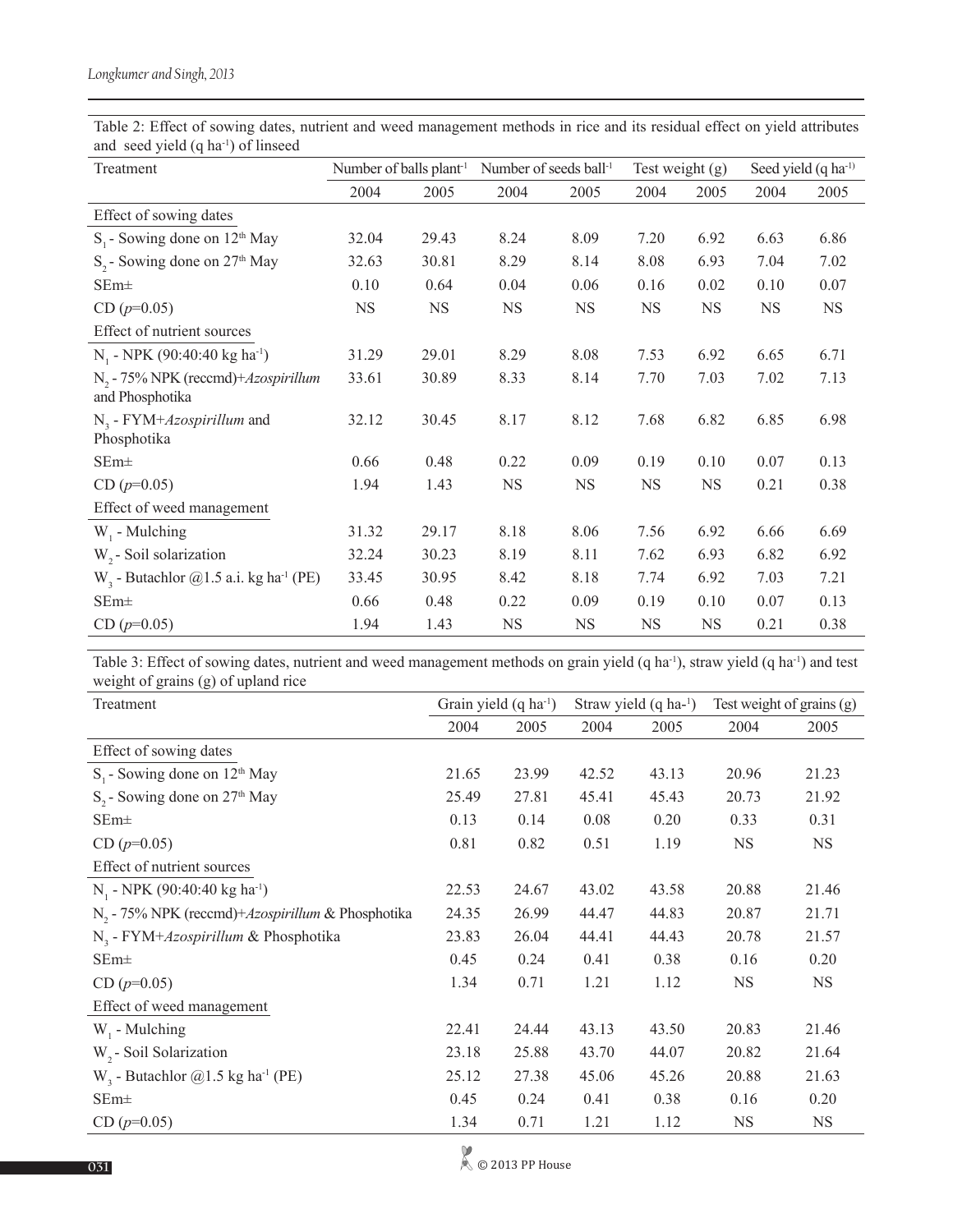Table 2: Effect of sowing dates, nutrient and weed management methods in rice and its residual effect on yield attributes and seed yield (q ha$^{-1}$) of linseed

| Treatment | Number of balls plant$^{-1}$ | | Number of seeds ball$^{-1}$ | | Test weight (g) | | Seed yield (q ha$^{-1}$) | |
|---|---|---|---|---|---|---|---|---|
| | 2004 | 2005 | 2004 | 2005 | 2004 | 2005 | 2004 | 2005 |
| Effect of sowing dates | | | | | | | | |
| $S_1$ - Sowing done on 12$^{th}$ May | 32.04 | 29.43 | 8.24 | 8.09 | 7.20 | 6.92 | 6.63 | 6.86 |
| $S_2$ - Sowing done on 27$^{th}$ May | 32.63 | 30.81 | 8.29 | 8.14 | 8.08 | 6.93 | 7.04 | 7.02 |
| SEm± | 0.10 | 0.64 | 0.04 | 0.06 | 0.16 | 0.02 | 0.10 | 0.07 |
| CD ($p$=0.05) | NS | NS | NS | NS | NS | NS | NS | NS |
| Effect of nutrient sources | | | | | | | | |
| $N_1$ - NPK (90:40:40 kg ha$^{-1}$) | 31.29 | 29.01 | 8.29 | 8.08 | 7.53 | 6.92 | 6.65 | 6.71 |
| $N_2$ - 75% NPK (reccmd)+*Azospirillum* and Phosphotika | 33.61 | 30.89 | 8.33 | 8.14 | 7.70 | 7.03 | 7.02 | 7.13 |
| $N_3$ - FYM+*Azospirillum* and Phosphotika | 32.12 | 30.45 | 8.17 | 8.12 | 7.68 | 6.82 | 6.85 | 6.98 |
| SEm± | 0.66 | 0.48 | 0.22 | 0.09 | 0.19 | 0.10 | 0.07 | 0.13 |
| CD ($p$=0.05) | 1.94 | 1.43 | NS | NS | NS | NS | 0.21 | 0.38 |
| Effect of weed management | | | | | | | | |
| $W_1$ - Mulching | 31.32 | 29.17 | 8.18 | 8.06 | 7.56 | 6.92 | 6.66 | 6.69 |
| $W_2$ - Soil solarization | 32.24 | 30.23 | 8.19 | 8.11 | 7.62 | 6.93 | 6.82 | 6.92 |
| $W_3$ - Butachlor @1.5 a.i. kg ha$^{-1}$ (PE) | 33.45 | 30.95 | 8.42 | 8.18 | 7.74 | 6.92 | 7.03 | 7.21 |
| SEm± | 0.66 | 0.48 | 0.22 | 0.09 | 0.19 | 0.10 | 0.07 | 0.13 |
| CD ($p$=0.05) | 1.94 | 1.43 | NS | NS | NS | NS | 0.21 | 0.38 |

Table 3: Effect of sowing dates, nutrient and weed management methods on grain yield (q ha$^{-1}$), straw yield (q ha$^{-1}$) and test weight of grains (g) of upland rice

| Treatment | Grain yield (q ha$^{-1}$) | | Straw yield (q ha-$^{1}$) | | Test weight of grains (g) | |
|---|---|---|---|---|---|---|
| | 2004 | 2005 | 2004 | 2005 | 2004 | 2005 |
| Effect of sowing dates | | | | | | |
| $S_1$ - Sowing done on 12$^{th}$ May | 21.65 | 23.99 | 42.52 | 43.13 | 20.96 | 21.23 |
| $S_2$ - Sowing done on 27$^{th}$ May | 25.49 | 27.81 | 45.41 | 45.43 | 20.73 | 21.92 |
| SEm± | 0.13 | 0.14 | 0.08 | 0.20 | 0.33 | 0.31 |
| CD ($p$=0.05) | 0.81 | 0.82 | 0.51 | 1.19 | NS | NS |
| Effect of nutrient sources | | | | | | |
| $N_1$ - NPK (90:40:40 kg ha$^{-1}$) | 22.53 | 24.67 | 43.02 | 43.58 | 20.88 | 21.46 |
| $N_2$ - 75% NPK (reccmd)+*Azospirillum* & Phosphotika | 24.35 | 26.99 | 44.47 | 44.83 | 20.87 | 21.71 |
| $N_3$ - FYM+*Azospirillum* & Phosphotika | 23.83 | 26.04 | 44.41 | 44.43 | 20.78 | 21.57 |
| SEm± | 0.45 | 0.24 | 0.41 | 0.38 | 0.16 | 0.20 |
| CD ($p$=0.05) | 1.34 | 0.71 | 1.21 | 1.12 | NS | NS |
| Effect of weed management | | | | | | |
| $W_1$ - Mulching | 22.41 | 24.44 | 43.13 | 43.50 | 20.83 | 21.46 |
| $W_2$ - Soil Solarization | 23.18 | 25.88 | 43.70 | 44.07 | 20.82 | 21.64 |
| $W_3$ - Butachlor @1.5 kg ha$^{-1}$ (PE) | 25.12 | 27.38 | 45.06 | 45.26 | 20.88 | 21.63 |
| SEm± | 0.45 | 0.24 | 0.41 | 0.38 | 0.16 | 0.20 |
| CD ($p$=0.05) | 1.34 | 0.71 | 1.21 | 1.12 | NS | NS |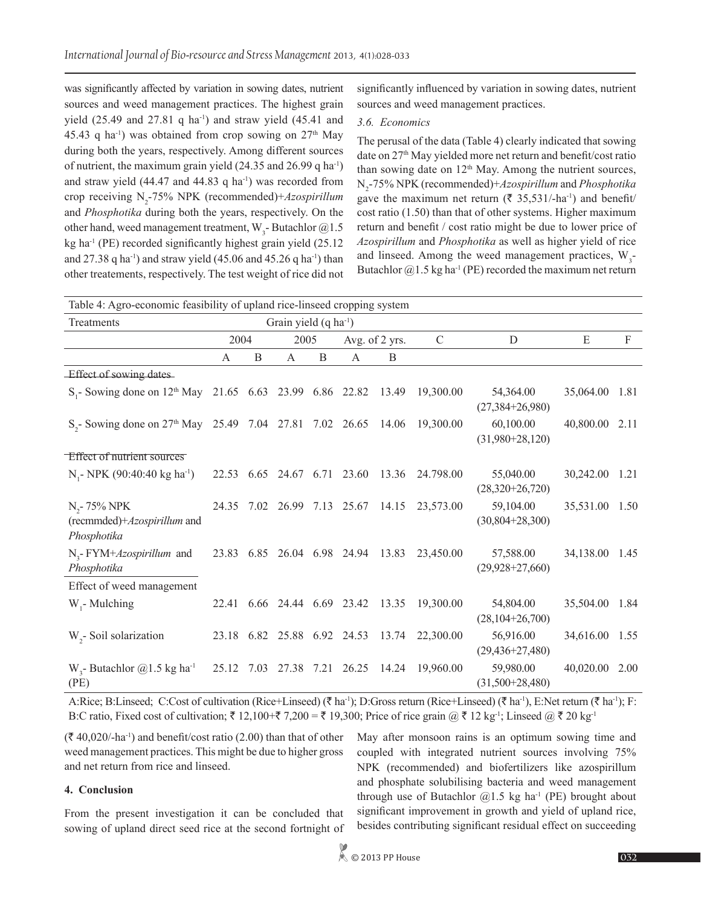was significantly affected by variation in sowing dates, nutrient sources and weed management practices. The highest grain yield (25.49 and 27.81 q ha$^{-1}$) and straw yield (45.41 and 45.43 q ha$^{-1}$) was obtained from crop sowing on 27$^{th}$ May during both the years, respectively. Among different sources of nutrient, the maximum grain yield (24.35 and 26.99 q ha$^{-1}$) and straw yield (44.47 and 44.83 q ha$^{-1}$) was recorded from crop receiving $N_2$-75% NPK (recommended)+*Azospirillum* and *Phosphotika* during both the years, respectively. On the other hand, weed management treatment, $W_3$- Butachlor @1.5 kg ha$^{-1}$ (PE) recorded significantly highest grain yield (25.12 and 27.38 q ha$^{-1}$) and straw yield (45.06 and 45.26 q ha$^{-1}$) than other treatements, respectively. The test weight of rice did not significantly influenced by variation in sowing dates, nutrient sources and weed management practices.

### 3.6. Economics

The perusal of the data (Table 4) clearly indicated that sowing date on 27$^{th}$ May yielded more net return and benefit/cost ratio than sowing date on 12$^{th}$ May. Among the nutrient sources, $N_2$-75% NPK (recommended)+*Azospirillum* and *Phosphotika* gave the maximum net return (₹ 35,531/-ha$^{-1}$) and benefit/cost ratio (1.50) than that of other systems. Higher maximum return and benefit / cost ratio might be due to lower price of *Azospirillum* and *Phosphotika* as well as higher yield of rice and linseed. Among the weed management practices, $W_3$- Butachlor @1.5 kg ha$^{-1}$ (PE) recorded the maximum net return (₹ 40,020/-ha$^{-1}$) and benefit/cost ratio (2.00) than that of other weed management practices. This might be due to higher gross and net return from rice and linseed.

Table 4: Agro-economic feasibility of upland rice-linseed cropping system

| Treatments | Grain yield (q ha$^{-1}$) | | | | | | C | D | E | F |
|---|---|---|---|---|---|---|---|---|---|---|
| | 2004 | | 2005 | | Avg. of 2 yrs. | | | | | |
| | A | B | A | B | A | B | | | | |
| Effect of sowing dates | | | | | | | | | | |
| $S_1$- Sowing done on 12$^{th}$ May | 21.65 | 6.63 | 23.99 | 6.86 | 22.82 | 13.49 | 19,300.00 | 54,364.00 (27,384+26,980) | 35,064.00 | 1.81 |
| $S_2$- Sowing done on 27$^{th}$ May | 25.49 | 7.04 | 27.81 | 7.02 | 26.65 | 14.06 | 19,300.00 | 60,100.00 (31,980+28,120) | 40,800.00 | 2.11 |
| Effect of nutrient sources | | | | | | | | | | |
| $N_1$- NPK (90:40:40 kg ha$^{-1}$) | 22.53 | 6.65 | 24.67 | 6.71 | 23.60 | 13.36 | 24.798.00 | 55,040.00 (28,320+26,720) | 30,242.00 | 1.21 |
| $N_2$- 75% NPK (recmmded)+*Azospirillum* and *Phosphotika* | 24.35 | 7.02 | 26.99 | 7.13 | 25.67 | 14.15 | 23,573.00 | 59,104.00 (30,804+28,300) | 35,531.00 | 1.50 |
| $N_3$- FYM+*Azospirillum* and *Phosphotika* | 23.83 | 6.85 | 26.04 | 6.98 | 24.94 | 13.83 | 23,450.00 | 57,588.00 (29,928+27,660) | 34,138.00 | 1.45 |
| Effect of weed management | | | | | | | | | | |
| $W_1$- Mulching | 22.41 | 6.66 | 24.44 | 6.69 | 23.42 | 13.35 | 19,300.00 | 54,804.00 (28,104+26,700) | 35,504.00 | 1.84 |
| $W_2$- Soil solarization | 23.18 | 6.82 | 25.88 | 6.92 | 24.53 | 13.74 | 22,300.00 | 56,916.00 (29,436+27,480) | 34,616.00 | 1.55 |
| $W_3$- Butachlor @1.5 kg ha$^{-1}$ (PE) | 25.12 | 7.03 | 27.38 | 7.21 | 26.25 | 14.24 | 19,960.00 | 59,980.00 (31,500+28,480) | 40,020.00 | 2.00 |

A:Rice; B:Linseed; C:Cost of cultivation (Rice+Linseed) (₹ ha$^{-1}$); D:Gross return (Rice+Linseed) (₹ ha$^{-1}$), E:Net return (₹ ha$^{-1}$); F: B:C ratio, Fixed cost of cultivation; ₹ 12,100+₹ 7,200 = ₹ 19,300; Price of rice grain @ ₹ 12 kg$^{-1}$; Linseed @ ₹ 20 kg$^{-1}$

## 4. Conclusion

From the present investigation it can be concluded that sowing of upland direct seed rice at the second fortnight of May after monsoon rains is an optimum sowing time and coupled with integrated nutrient sources involving 75% NPK (recommended) and biofertilizers like azospirillum and phosphate solubilising bacteria and weed management through use of Butachlor @1.5 kg ha$^{-1}$ (PE) brought about significant improvement in growth and yield of upland rice, besides contributing significant residual effect on succeeding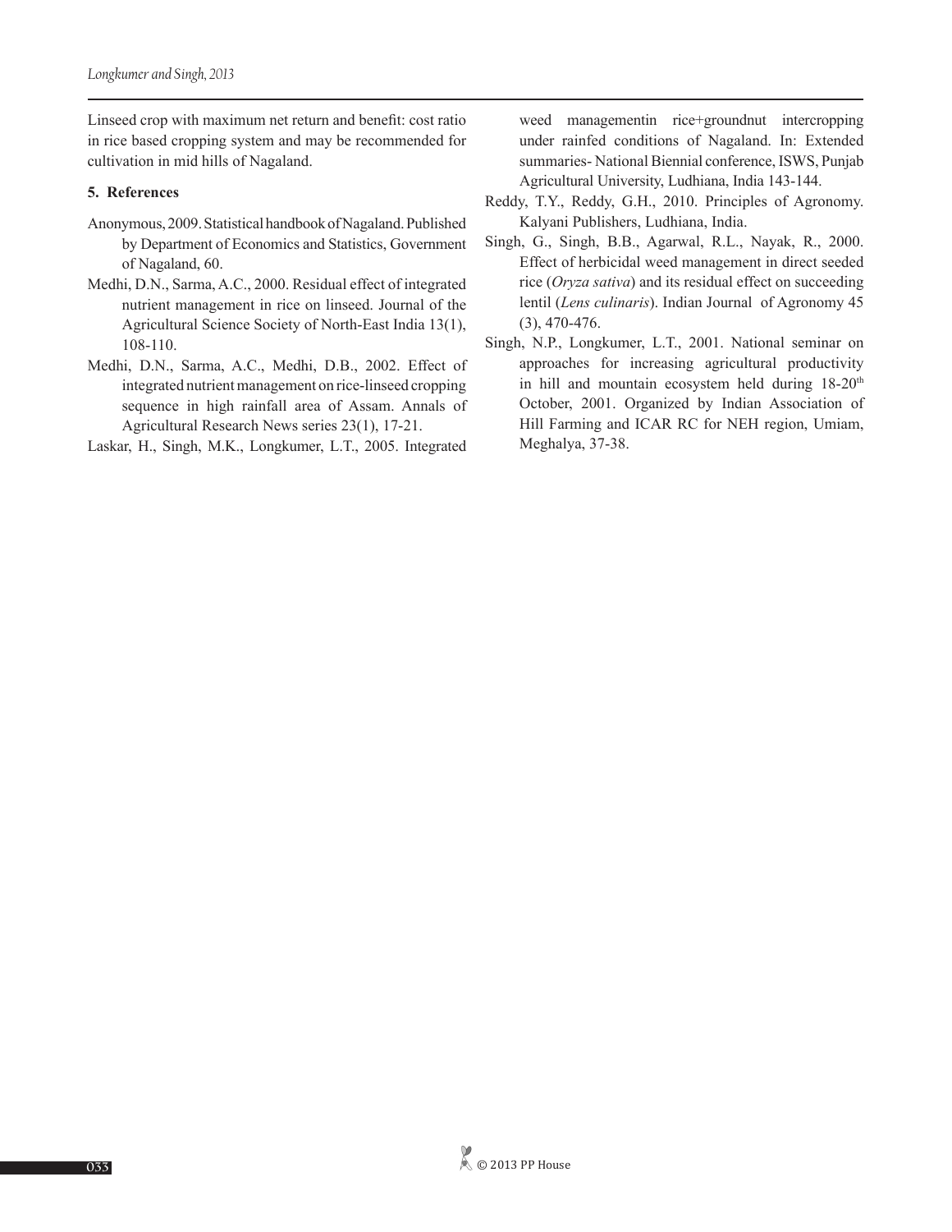Linseed crop with maximum net return and benefit: cost ratio in rice based cropping system and may be recommended for cultivation in mid hills of Nagaland.

## 5. References

Anonymous, 2009. Statistical handbook of Nagaland. Published by Department of Economics and Statistics, Government of Nagaland, 60.

Medhi, D.N., Sarma, A.C., 2000. Residual effect of integrated nutrient management in rice on linseed. Journal of the Agricultural Science Society of North-East India 13(1), 108-110.

Medhi, D.N., Sarma, A.C., Medhi, D.B., 2002. Effect of integrated nutrient management on rice-linseed cropping sequence in high rainfall area of Assam. Annals of Agricultural Research News series 23(1), 17-21.

Laskar, H., Singh, M.K., Longkumer, L.T., 2005. Integrated weed managementin rice+groundnut intercropping under rainfed conditions of Nagaland. In: Extended summaries- National Biennial conference, ISWS, Punjab Agricultural University, Ludhiana, India 143-144.

Reddy, T.Y., Reddy, G.H., 2010. Principles of Agronomy. Kalyani Publishers, Ludhiana, India.

Singh, G., Singh, B.B., Agarwal, R.L., Nayak, R., 2000. Effect of herbicidal weed management in direct seeded rice (*Oryza sativa*) and its residual effect on succeeding lentil (*Lens culinaris*). Indian Journal of Agronomy 45 (3), 470-476.

Singh, N.P., Longkumer, L.T., 2001. National seminar on approaches for increasing agricultural productivity in hill and mountain ecosystem held during 18-20th October, 2001. Organized by Indian Association of Hill Farming and ICAR RC for NEH region, Umiam, Meghalya, 37-38.